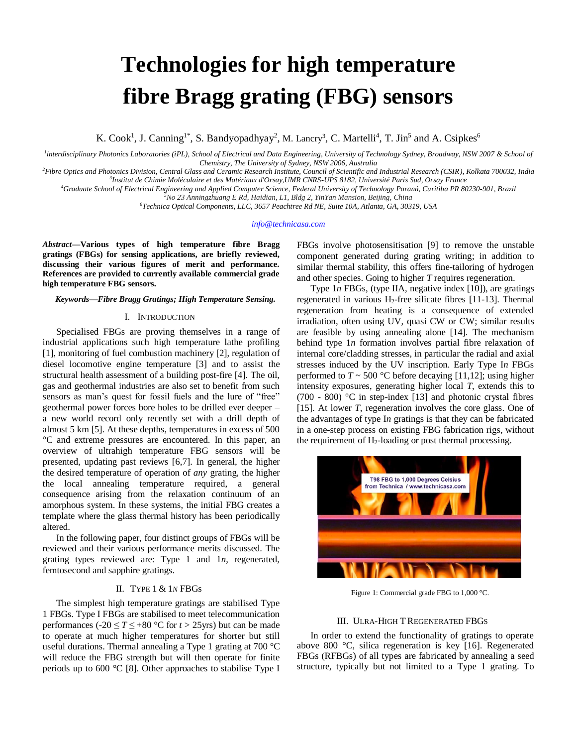# Technologies for high temperature fibre Bragg grating (FBG) sensors

K. Cook[1], J. Canning[1*], S. Bandyopadhyay[2], M. Lancry[3], C. Martelli[4], T. Jin[5] and A. Csipkes[6]

[1]interdisciplinary Photonics Laboratories (iPL), School of Electrical and Data Engineering, University of Technology Sydney, Broadway, NSW 2007 & School of Chemistry, The University of Sydney, NSW 2006, Australia

[2]Fibre Optics and Photonics Division, Central Glass and Ceramic Research Institute, Council of Scientific and Industrial Research (CSIR), Kolkata 700032, India

[3]Institut de Chimie Moléculaire et des Matériaux d'Orsay,UMR CNRS-UPS 8182, Université Paris Sud, Orsay France

[4]Graduate School of Electrical Engineering and Applied Computer Science, Federal University of Technology Paraná, Curitiba PR 80230-901, Brazil

[5]No 23 Anningzhuang E Rd, Haidian, L1, Bldg 2, YinYan Mansion, Beijing, China

[6]Technica Optical Components, LLC, 3657 Peachtree Rd NE, Suite 10A, Atlanta, GA, 30319, USA

info@technicasa.com

***Abstract*—Various types of high temperature fibre Bragg gratings (FBGs) for sensing applications, are briefly reviewed, discussing their various figures of merit and performance. References are provided to currently available commercial grade high temperature FBG sensors.**

***Keywords*—*Fibre Bragg Gratings; High Temperature Sensing.***

## I. Introduction

Specialised FBGs are proving themselves in a range of industrial applications such high temperature lathe profiling [1], monitoring of fuel combustion machinery [2], regulation of diesel locomotive engine temperature [3] and to assist the structural health assessment of a building post-fire [4]. The oil, gas and geothermal industries are also set to benefit from such sensors as man's quest for fossil fuels and the lure of "free" geothermal power forces bore holes to be drilled ever deeper – a new world record only recently set with a drill depth of almost 5 km [5]. At these depths, temperatures in excess of 500 °C and extreme pressures are encountered. In this paper, an overview of ultrahigh temperature FBG sensors will be presented, updating past reviews [6,7]. In general, the higher the desired temperature of operation of *any* grating, the higher the local annealing temperature required, a general consequence arising from the relaxation continuum of an amorphous system. In these systems, the initial FBG creates a template where the glass thermal history has been periodically altered.

In the following paper, four distinct groups of FBGs will be reviewed and their various performance merits discussed. The grating types reviewed are: Type 1 and 1*n*, regenerated, femtosecond and sapphire gratings.

## II. Type 1 & 1*n* FBGs

The simplest high temperature gratings are stabilised Type 1 FBGs. Type I FBGs are stabilised to meet telecommunication performances ($-20 \leq T \leq +80$ °C for $t > 25$yrs) but can be made to operate at much higher temperatures for shorter but still useful durations. Thermal annealing a Type 1 grating at 700 °C will reduce the FBG strength but will then operate for finite periods up to 600 °C [8]. Other approaches to stabilise Type I FBGs involve photosensitisation [9] to remove the unstable component generated during grating writing; in addition to similar thermal stability, this offers fine-tailoring of hydrogen and other species. Going to higher *T* requires regeneration.

Type 1*n* FBGs, (type IIA, negative index [10]), are gratings regenerated in various $H_2$-free silicate fibres [11-13]. Thermal regeneration from heating is a consequence of extended irradiation, often using UV, quasi CW or CW; similar results are feasible by using annealing alone [14]. The mechanism behind type 1*n* formation involves partial fibre relaxation of internal core/cladding stresses, in particular the radial and axial stresses induced by the UV inscription. Early Type I*n* FBGs performed to $T \sim 500$ °C before decaying [11,12]; using higher intensity exposures, generating higher local *T*, extends this to (700 - 800) °C in step-index [13] and photonic crystal fibres [15]. At lower *T*, regeneration involves the core glass. One of the advantages of type I*n* gratings is that they can be fabricated in a one-step process on existing FBG fabrication rigs, without the requirement of $H_2$-loading or post thermal processing.

Figure 1: Commercial grade FBG to 1,000 °C.

## III. Ultra-High T Regenerated FBGs

In order to extend the functionality of gratings to operate above 800 °C, silica regeneration is key [16]. Regenerated FBGs (RFBGs) of all types are fabricated by annealing a seed structure, typically but not limited to a Type 1 grating. To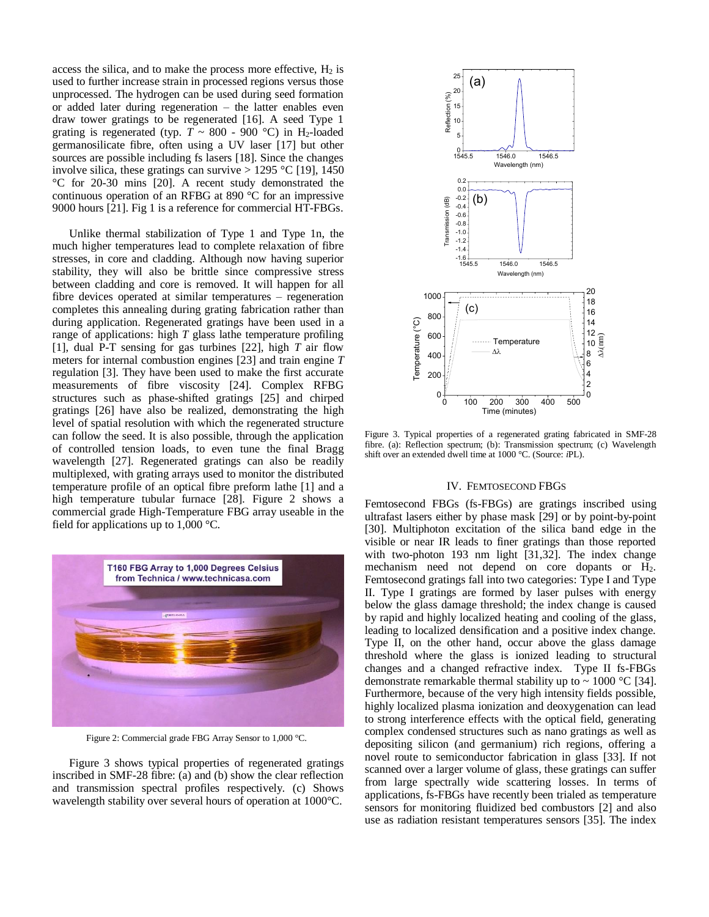access the silica, and to make the process more effective, $H_2$ is used to further increase strain in processed regions versus those unprocessed. The hydrogen can be used during seed formation or added later during regeneration – the latter enables even draw tower gratings to be regenerated [16]. A seed Type 1 grating is regenerated (typ. $T \sim 800$ - 900 °C) in $H_2$-loaded germanosilicate fibre, often using a UV laser [17] but other sources are possible including fs lasers [18]. Since the changes involve silica, these gratings can survive > 1295 °C [19], 1450 °C for 20-30 mins [20]. A recent study demonstrated the continuous operation of an RFBG at 890 °C for an impressive 9000 hours [21]. Fig 1 is a reference for commercial HT-FBGs.

Unlike thermal stabilization of Type 1 and Type 1n, the much higher temperatures lead to complete relaxation of fibre stresses, in core and cladding. Although now having superior stability, they will also be brittle since compressive stress between cladding and core is removed. It will happen for all fibre devices operated at similar temperatures – regeneration completes this annealing during grating fabrication rather than during application. Regenerated gratings have been used in a range of applications: high $T$ glass lathe temperature profiling [1], dual P-T sensing for gas turbines [22], high $T$ air flow meters for internal combustion engines [23] and train engine $T$ regulation [3]. They have been used to make the first accurate measurements of fibre viscosity [24]. Complex RFBG structures such as phase-shifted gratings [25] and chirped gratings [26] have also be realized, demonstrating the high level of spatial resolution with which the regenerated structure can follow the seed. It is also possible, through the application of controlled tension loads, to even tune the final Bragg wavelength [27]. Regenerated gratings can also be readily multiplexed, with grating arrays used to monitor the distributed temperature profile of an optical fibre preform lathe [1] and a high temperature tubular furnace [28]. Figure 2 shows a commercial grade High-Temperature FBG array useable in the field for applications up to 1,000 °C.

Figure 2: Commercial grade FBG Array Sensor to 1,000 °C.

Figure 3 shows typical properties of regenerated gratings inscribed in SMF-28 fibre: (a) and (b) show the clear reflection and transmission spectral profiles respectively. (c) Shows wavelength stability over several hours of operation at 1000°C.

Figure 3. Typical properties of a regenerated grating fabricated in SMF-28 fibre. (a): Reflection spectrum; (b): Transmission spectrum; (c) Wavelength shift over an extended dwell time at 1000 °C. (Source: *i*PL).

## IV. Femtosecond FBGs

Femtosecond FBGs (fs-FBGs) are gratings inscribed using ultrafast lasers either by phase mask [29] or by point-by-point [30]. Multiphoton excitation of the silica band edge in the visible or near IR leads to finer gratings than those reported with two-photon 193 nm light [31,32]. The index change mechanism need not depend on core dopants or $H_2$. Femtosecond gratings fall into two categories: Type I and Type II. Type I gratings are formed by laser pulses with energy below the glass damage threshold; the index change is caused by rapid and highly localized heating and cooling of the glass, leading to localized densification and a positive index change. Type II, on the other hand, occur above the glass damage threshold where the glass is ionized leading to structural changes and a changed refractive index. Type II fs-FBGs demonstrate remarkable thermal stability up to ~ 1000 °C [34]. Furthermore, because of the very high intensity fields possible, highly localized plasma ionization and deoxygenation can lead to strong interference effects with the optical field, generating complex condensed structures such as nano gratings as well as depositing silicon (and germanium) rich regions, offering a novel route to semiconductor fabrication in glass [33]. If not scanned over a larger volume of glass, these gratings can suffer from large spectrally wide scattering losses. In terms of applications, fs-FBGs have recently been trialed as temperature sensors for monitoring fluidized bed combustors [2] and also use as radiation resistant temperatures sensors [35]. The index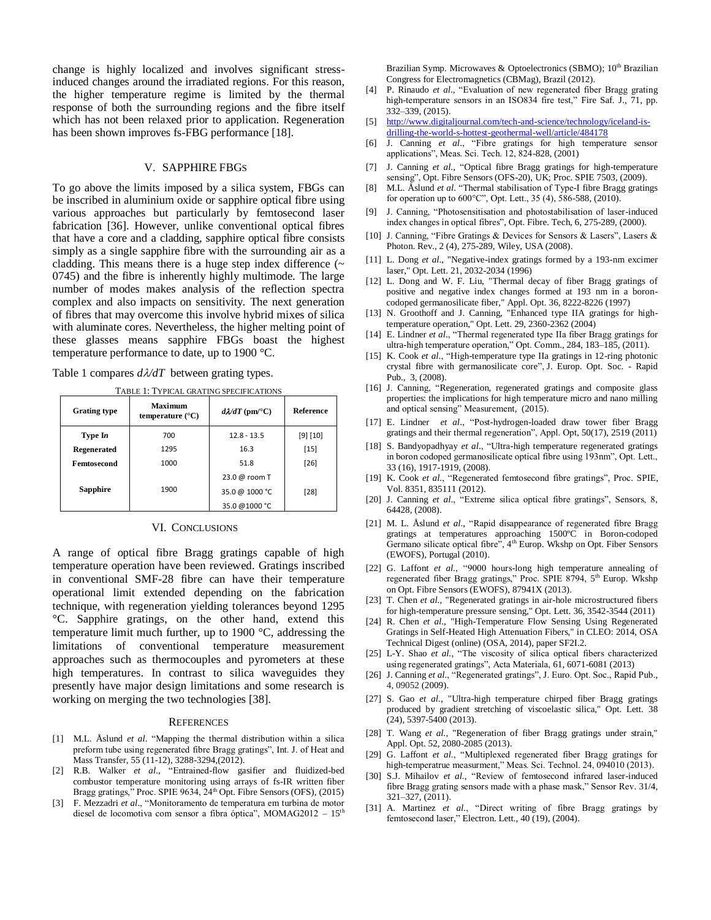change is highly localized and involves significant stress-induced changes around the irradiated regions. For this reason, the higher temperature regime is limited by the thermal response of both the surrounding regions and the fibre itself which has not been relaxed prior to application. Regeneration has been shown improves fs-FBG performance [18].

## V. SAPPHIRE FBGS

To go above the limits imposed by a silica system, FBGs can be inscribed in aluminium oxide or sapphire optical fibre using various approaches but particularly by femtosecond laser fabrication [36]. However, unlike conventional optical fibres that have a core and a cladding, sapphire optical fibre consists simply as a single sapphire fibre with the surrounding air as a cladding. This means there is a huge step index difference (~ 0745) and the fibre is inherently highly multimode. The large number of modes makes analysis of the reflection spectra complex and also impacts on sensitivity. The next generation of fibres that may overcome this involve hybrid mixes of silica with aluminate cores. Nevertheless, the higher melting point of these glasses means sapphire FBGs boast the highest temperature performance to date, up to 1900 °C.

Table 1 compares $d\lambda/dT$ between grating types.

TABLE 1: TYPICAL GRATING SPECIFICATIONS

| Grating type | Maximum temperature (°C) | $d\lambda/dT$ (pm/°C) | Reference |
|---|---|---|---|
| Type *In* | 700 | 12.8 - 13.5 | [9] [10] |
| Regenerated | 1295 | 16.3 | [15] |
| Femtosecond | 1000 | 51.8 | [26] |
| Sapphire | 1900 | 23.0 @ room T<br>35.0 @ 1000 °C<br>35.0 @1000 °C | [28] |

## VI. CONCLUSIONS

A range of optical fibre Bragg gratings capable of high temperature operation have been reviewed. Gratings inscribed in conventional SMF-28 fibre can have their temperature operational limit extended depending on the fabrication technique, with regeneration yielding tolerances beyond 1295 °C. Sapphire gratings, on the other hand, extend this temperature limit much further, up to 1900 °C, addressing the limitations of conventional temperature measurement approaches such as thermocouples and pyrometers at these high temperatures. In contrast to silica waveguides they presently have major design limitations and some research is working on merging the two technologies [38].

## REFERENCES

[1] M.L. Åslund *et al*. "Mapping the thermal distribution within a silica preform tube using regenerated fibre Bragg gratings", Int. J. of Heat and Mass Transfer, 55 (11-12), 3288-3294,(2012).

[2] R.B. Walker *et al*., "Entrained-flow gasifier and fluidized-bed combustor temperature monitoring using arrays of fs-IR written fiber Bragg gratings," Proc. SPIE 9634, 24th Opt. Fibre Sensors (OFS), (2015)

[3] F. Mezzadri *et al*., "Monitoramento de temperatura em turbina de motor diesel de locomotiva com sensor a fibra óptica", MOMAG2012 – 15th Brazilian Symp. Microwaves & Optoelectronics (SBMO); 10th Brazilian Congress for Electromagnetics (CBMag), Brazil (2012).

[4] P. Rinaudo *et al*., "Evaluation of new regenerated fiber Bragg grating high-temperature sensors in an ISO834 fire test," Fire Saf. J., 71, pp. 332–339, (2015).

[5] http://www.digitaljournal.com/tech-and-science/technology/iceland-is-drilling-the-world-s-hottest-geothermal-well/article/484178

[6] J. Canning *et al*., "Fibre gratings for high temperature sensor applications", Meas. Sci. Tech. 12, 824-828, (2001)

[7] J. Canning *et al.*, "Optical fibre Bragg gratings for high-temperature sensing", Opt. Fibre Sensors (OFS-20), UK; Proc. SPIE 7503, (2009).

[8] M.L. Åslund *et al*. "Thermal stabilisation of Type-I fibre Bragg gratings for operation up to 600°C", Opt. Lett., 35 (4), 586-588, (2010).

[9] J. Canning, "Photosensitisation and photostabilisation of laser-induced index changes in optical fibres", Opt. Fibre. Tech, 6, 275-289, (2000).

[10] J. Canning, "Fibre Gratings & Devices for Sensors & Lasers", Lasers & Photon. Rev., 2 (4), 275-289, Wiley, USA (2008).

[11] L. Dong *et al*., "Negative-index gratings formed by a 193-nm excimer laser," Opt. Lett. 21, 2032-2034 (1996)

[12] L. Dong and W. F. Liu, "Thermal decay of fiber Bragg gratings of positive and negative index changes formed at 193 nm in a boron-codoped germanosilicate fiber," Appl. Opt. 36, 8222-8226 (1997)

[13] N. Groothoff and J. Canning, "Enhanced type IIA gratings for high-temperature operation," Opt. Lett. 29, 2360-2362 (2004)

[14] E. Lindner *et al*., "Thermal regenerated type IIa fiber Bragg gratings for ultra-high temperature operation," Opt. Comm., 284, 183–185, (2011).

[15] K. Cook *et al*., "High-temperature type IIa gratings in 12-ring photonic crystal fibre with germanosilicate core", J. Europ. Opt. Soc. - Rapid Pub., 3, (2008).

[16] J. Canning, "Regeneration, regenerated gratings and composite glass properties: the implications for high temperature micro and nano milling and optical sensing" Measurement, (2015).

[17] E. Lindner *et al*., "Post-hydrogen-loaded draw tower fiber Bragg gratings and their thermal regeneration", Appl. Opt, 50(17), 2519 (2011)

[18] S. Bandyopadhyay *et al*., "Ultra-high temperature regenerated gratings in boron codoped germanosilicate optical fibre using 193nm", Opt. Lett., 33 (16), 1917-1919, (2008).

[19] K. Cook *et al.*, "Regenerated femtosecond fibre gratings", Proc. SPIE, Vol. 8351, 835111 (2012).

[20] J. Canning *et al*., "Extreme silica optical fibre gratings", Sensors, 8, 64428, (2008).

[21] M. L. Åslund *et al*., "Rapid disappearance of regenerated fibre Bragg gratings at temperatures approaching 1500ºC in Boron-codoped Germano silicate optical fibre", 4th Europ. Wkshp on Opt. Fiber Sensors (EWOFS), Portugal (2010).

[22] G. Laffont *et al.*, "9000 hours-long high temperature annealing of regenerated fiber Bragg gratings," Proc. SPIE 8794, 5th Europ. Wkshp on Opt. Fibre Sensors (EWOFS), 87941X (2013).

[23] T. Chen *et al.*, "Regenerated gratings in air-hole microstructured fibers for high-temperature pressure sensing," Opt. Lett. 36, 3542-3544 (2011)

[24] R. Chen *et al*., "High-Temperature Flow Sensing Using Regenerated Gratings in Self-Heated High Attenuation Fibers," in CLEO: 2014, OSA Technical Digest (online) (OSA, 2014), paper SF2I.2.

[25] L-Y. Shao *et al.*, "The viscosity of silica optical fibers characterized using regenerated gratings", Acta Materiala, 61, 6071-6081 (2013)

[26] J. Canning *et al*., "Regenerated gratings", J. Euro. Opt. Soc., Rapid Pub., 4, 09052 (2009).

[27] S. Gao *et al.*, "Ultra-high temperature chirped fiber Bragg gratings produced by gradient stretching of viscoelastic silica," Opt. Lett. 38 (24), 5397-5400 (2013).

[28] T. Wang *et al.*, "Regeneration of fiber Bragg gratings under strain," Appl. Opt. 52, 2080-2085 (2013).

[29] G. Laffont *et al.*, "Multiplexed regenerated fiber Bragg gratings for high-temperatrue measurment," Meas. Sci. Technol. 24, 094010 (2013).

[30] S.J. Mihailov *et al.*, "Review of femtosecond infrared laser-induced fibre Bragg grating sensors made with a phase mask," Sensor Rev. 31/4, 321–327, (2011).

[31] A. Martinez *et al.*, "Direct writing of fibre Bragg gratings by femtosecond laser," Electron. Lett., 40 (19), (2004).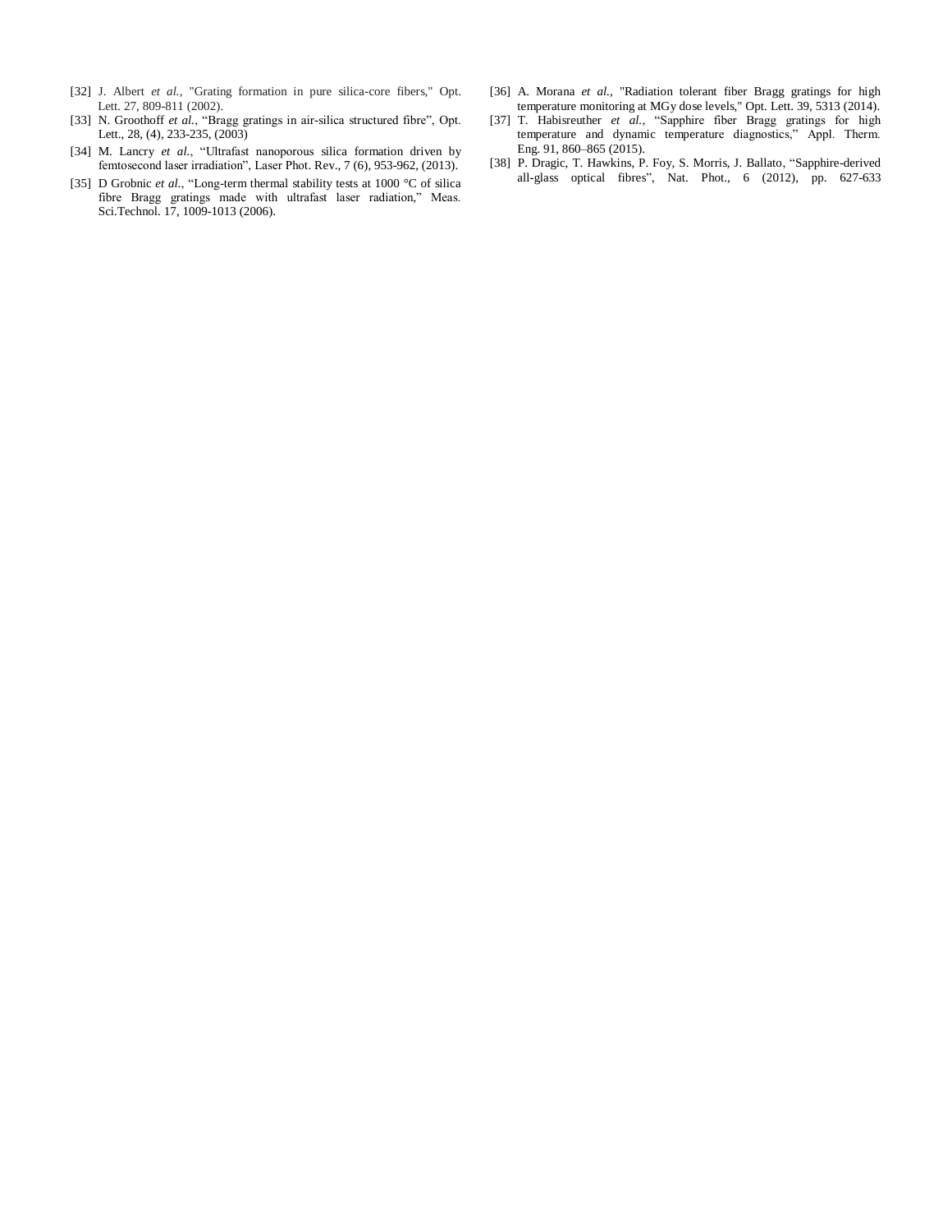[32] J. Albert *et al.*, "Grating formation in pure silica-core fibers," Opt. Lett. 27, 809-811 (2002).

[33] N. Groothoff *et al.*, "Bragg gratings in air-silica structured fibre", Opt. Lett., 28, (4), 233-235, (2003)

[34] M. Lancry *et al.*, "Ultrafast nanoporous silica formation driven by femtosecond laser irradiation", Laser Phot. Rev., 7 (6), 953-962, (2013).

[35] D Grobnic *et al.*, "Long-term thermal stability tests at 1000 °C of silica fibre Bragg gratings made with ultrafast laser radiation," Meas. Sci.Technol. 17, 1009-1013 (2006).

[36] A. Morana *et al.*, "Radiation tolerant fiber Bragg gratings for high temperature monitoring at MGy dose levels," Opt. Lett. 39, 5313 (2014).

[37] T. Habisreuther *et al.*, "Sapphire fiber Bragg gratings for high temperature and dynamic temperature diagnostics," Appl. Therm. Eng. 91, 860–865 (2015).

[38] P. Dragic, T. Hawkins, P. Foy, S. Morris, J. Ballato, "Sapphire-derived all-glass optical fibres", Nat. Phot., 6 (2012), pp. 627-633